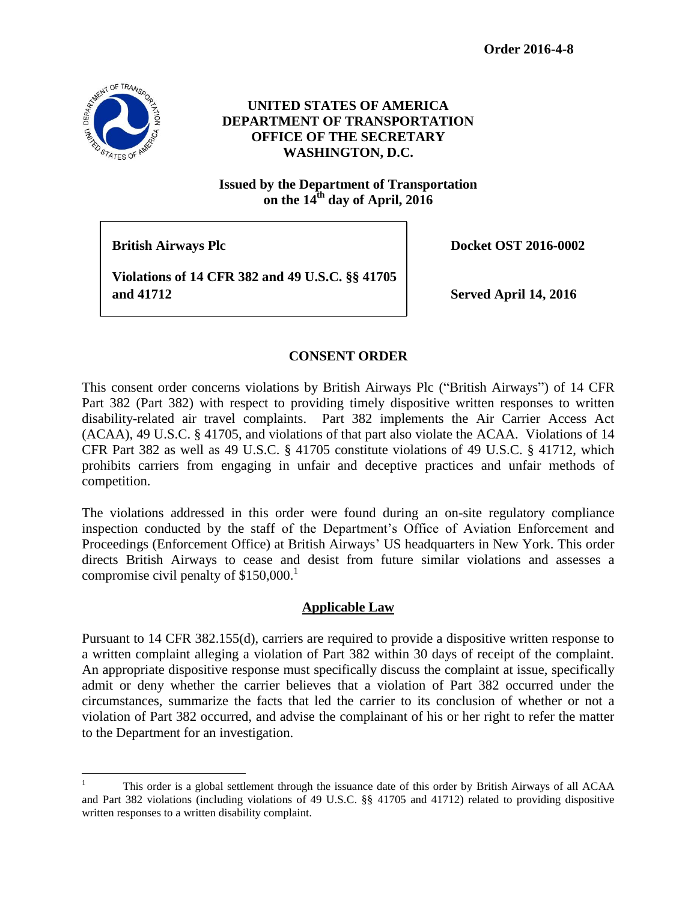**Order 2016-4-8**

**UNITED STATES OF AMERICA**
**DEPARTMENT OF TRANSPORTATION**
**OFFICE OF THE SECRETARY**
**WASHINGTON, D.C.**

**Issued by the Department of Transportation on the 14th day of April, 2016**

| | |
|---|---|
| **British Airways Plc** | **Docket OST 2016-0002** |
| **Violations of 14 CFR 382 and 49 U.S.C. §§ 41705 and 41712** | **Served April 14, 2016** |

## CONSENT ORDER

This consent order concerns violations by British Airways Plc ("British Airways") of 14 CFR Part 382 (Part 382) with respect to providing timely dispositive written responses to written disability-related air travel complaints. Part 382 implements the Air Carrier Access Act (ACAA), 49 U.S.C. § 41705, and violations of that part also violate the ACAA. Violations of 14 CFR Part 382 as well as 49 U.S.C. § 41705 constitute violations of 49 U.S.C. § 41712, which prohibits carriers from engaging in unfair and deceptive practices and unfair methods of competition.

The violations addressed in this order were found during an on-site regulatory compliance inspection conducted by the staff of the Department's Office of Aviation Enforcement and Proceedings (Enforcement Office) at British Airways' US headquarters in New York. This order directs British Airways to cease and desist from future similar violations and assesses a compromise civil penalty of $150,000.[1]

### Applicable Law

Pursuant to 14 CFR 382.155(d), carriers are required to provide a dispositive written response to a written complaint alleging a violation of Part 382 within 30 days of receipt of the complaint. An appropriate dispositive response must specifically discuss the complaint at issue, specifically admit or deny whether the carrier believes that a violation of Part 382 occurred under the circumstances, summarize the facts that led the carrier to its conclusion of whether or not a violation of Part 382 occurred, and advise the complainant of his or her right to refer the matter to the Department for an investigation.

---

[1] This order is a global settlement through the issuance date of this order by British Airways of all ACAA and Part 382 violations (including violations of 49 U.S.C. §§ 41705 and 41712) related to providing dispositive written responses to a written disability complaint.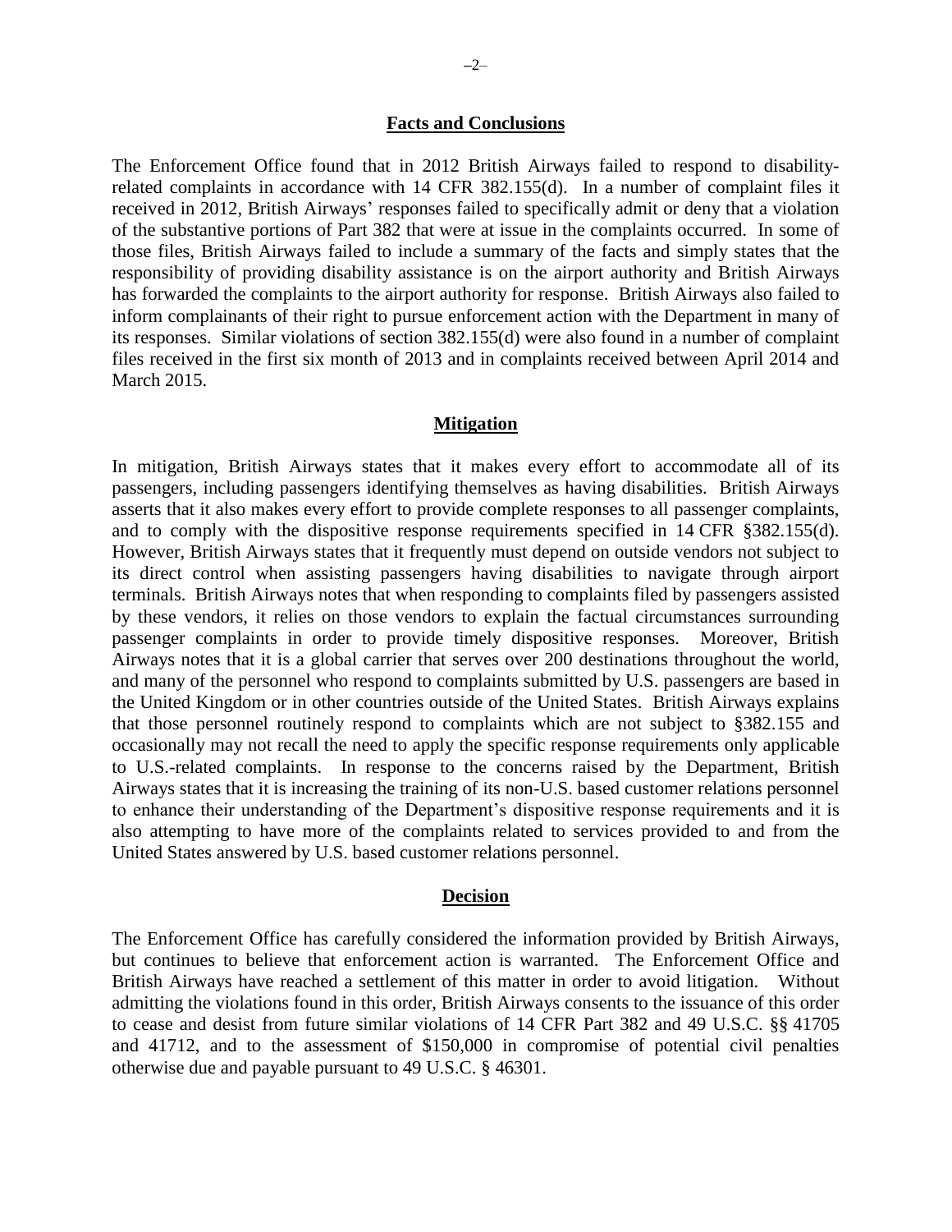## Facts and Conclusions

The Enforcement Office found that in 2012 British Airways failed to respond to disability-related complaints in accordance with 14 CFR 382.155(d). In a number of complaint files it received in 2012, British Airways' responses failed to specifically admit or deny that a violation of the substantive portions of Part 382 that were at issue in the complaints occurred. In some of those files, British Airways failed to include a summary of the facts and simply states that the responsibility of providing disability assistance is on the airport authority and British Airways has forwarded the complaints to the airport authority for response. British Airways also failed to inform complainants of their right to pursue enforcement action with the Department in many of its responses. Similar violations of section 382.155(d) were also found in a number of complaint files received in the first six month of 2013 and in complaints received between April 2014 and March 2015.

## Mitigation

In mitigation, British Airways states that it makes every effort to accommodate all of its passengers, including passengers identifying themselves as having disabilities. British Airways asserts that it also makes every effort to provide complete responses to all passenger complaints, and to comply with the dispositive response requirements specified in 14 CFR §382.155(d). However, British Airways states that it frequently must depend on outside vendors not subject to its direct control when assisting passengers having disabilities to navigate through airport terminals. British Airways notes that when responding to complaints filed by passengers assisted by these vendors, it relies on those vendors to explain the factual circumstances surrounding passenger complaints in order to provide timely dispositive responses. Moreover, British Airways notes that it is a global carrier that serves over 200 destinations throughout the world, and many of the personnel who respond to complaints submitted by U.S. passengers are based in the United Kingdom or in other countries outside of the United States. British Airways explains that those personnel routinely respond to complaints which are not subject to §382.155 and occasionally may not recall the need to apply the specific response requirements only applicable to U.S.-related complaints. In response to the concerns raised by the Department, British Airways states that it is increasing the training of its non-U.S. based customer relations personnel to enhance their understanding of the Department's dispositive response requirements and it is also attempting to have more of the complaints related to services provided to and from the United States answered by U.S. based customer relations personnel.

## Decision

The Enforcement Office has carefully considered the information provided by British Airways, but continues to believe that enforcement action is warranted. The Enforcement Office and British Airways have reached a settlement of this matter in order to avoid litigation. Without admitting the violations found in this order, British Airways consents to the issuance of this order to cease and desist from future similar violations of 14 CFR Part 382 and 49 U.S.C. §§ 41705 and 41712, and to the assessment of $150,000 in compromise of potential civil penalties otherwise due and payable pursuant to 49 U.S.C. § 46301.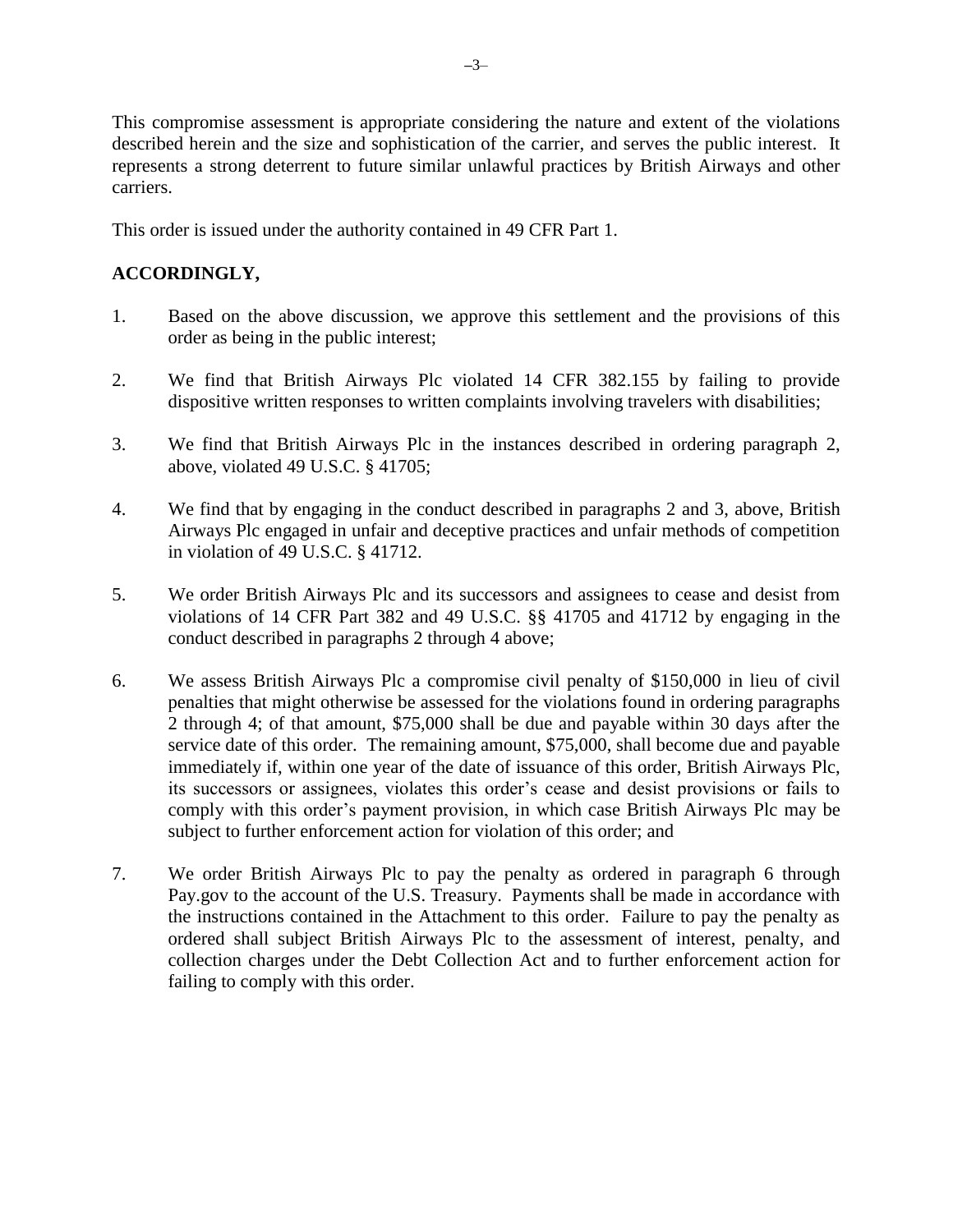This compromise assessment is appropriate considering the nature and extent of the violations described herein and the size and sophistication of the carrier, and serves the public interest. It represents a strong deterrent to future similar unlawful practices by British Airways and other carriers.

This order is issued under the authority contained in 49 CFR Part 1.

**ACCORDINGLY,**

1. Based on the above discussion, we approve this settlement and the provisions of this order as being in the public interest;

2. We find that British Airways Plc violated 14 CFR 382.155 by failing to provide dispositive written responses to written complaints involving travelers with disabilities;

3. We find that British Airways Plc in the instances described in ordering paragraph 2, above, violated 49 U.S.C. § 41705;

4. We find that by engaging in the conduct described in paragraphs 2 and 3, above, British Airways Plc engaged in unfair and deceptive practices and unfair methods of competition in violation of 49 U.S.C. § 41712.

5. We order British Airways Plc and its successors and assignees to cease and desist from violations of 14 CFR Part 382 and 49 U.S.C. §§ 41705 and 41712 by engaging in the conduct described in paragraphs 2 through 4 above;

6. We assess British Airways Plc a compromise civil penalty of $150,000 in lieu of civil penalties that might otherwise be assessed for the violations found in ordering paragraphs 2 through 4; of that amount, $75,000 shall be due and payable within 30 days after the service date of this order. The remaining amount, $75,000, shall become due and payable immediately if, within one year of the date of issuance of this order, British Airways Plc, its successors or assignees, violates this order's cease and desist provisions or fails to comply with this order's payment provision, in which case British Airways Plc may be subject to further enforcement action for violation of this order; and

7. We order British Airways Plc to pay the penalty as ordered in paragraph 6 through Pay.gov to the account of the U.S. Treasury. Payments shall be made in accordance with the instructions contained in the Attachment to this order. Failure to pay the penalty as ordered shall subject British Airways Plc to the assessment of interest, penalty, and collection charges under the Debt Collection Act and to further enforcement action for failing to comply with this order.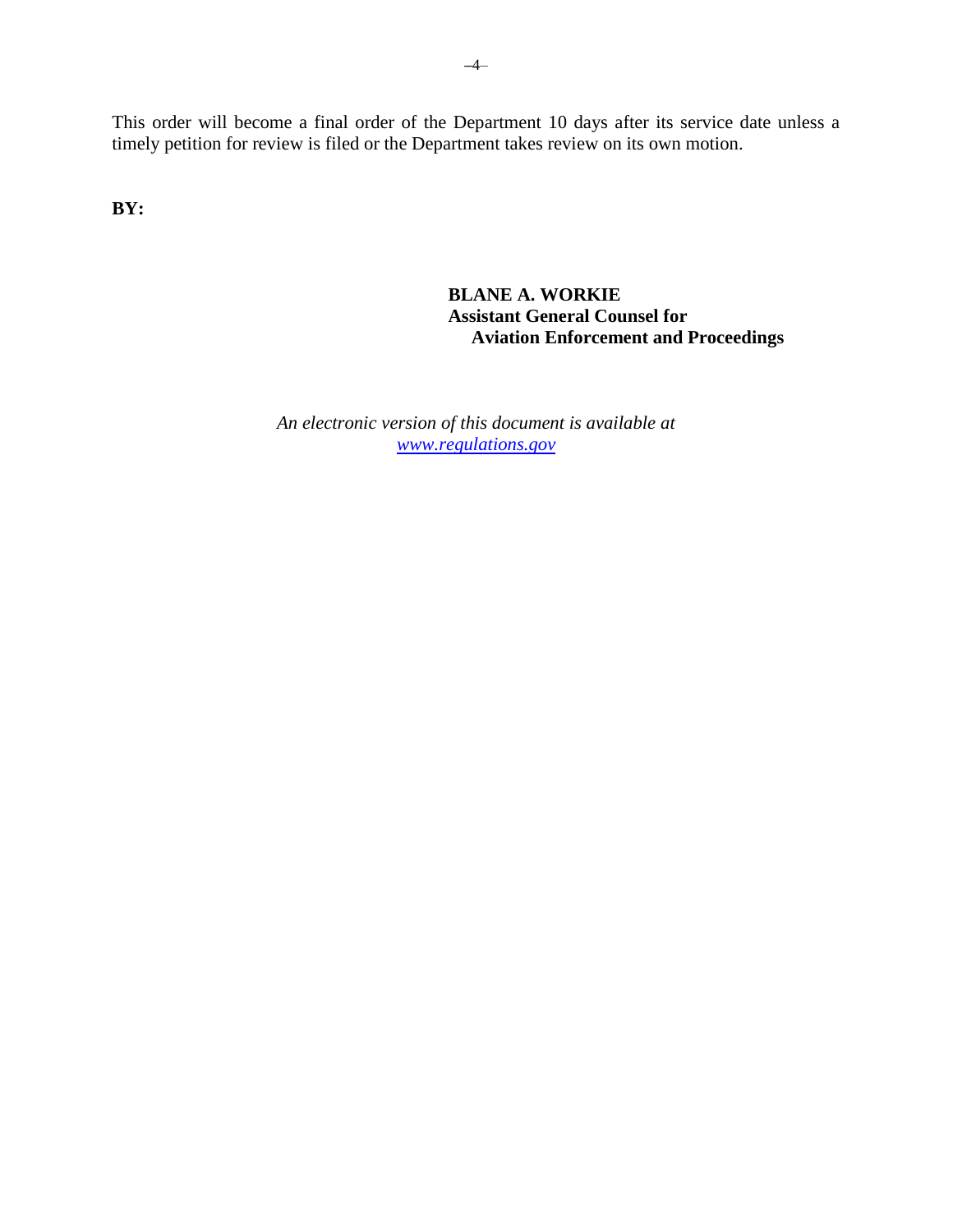This order will become a final order of the Department 10 days after its service date unless a timely petition for review is filed or the Department takes review on its own motion.

**BY:**

**BLANE A. WORKIE**
**Assistant General Counsel for**
**Aviation Enforcement and Proceedings**

*An electronic version of this document is available at*
*www.regulations.gov*